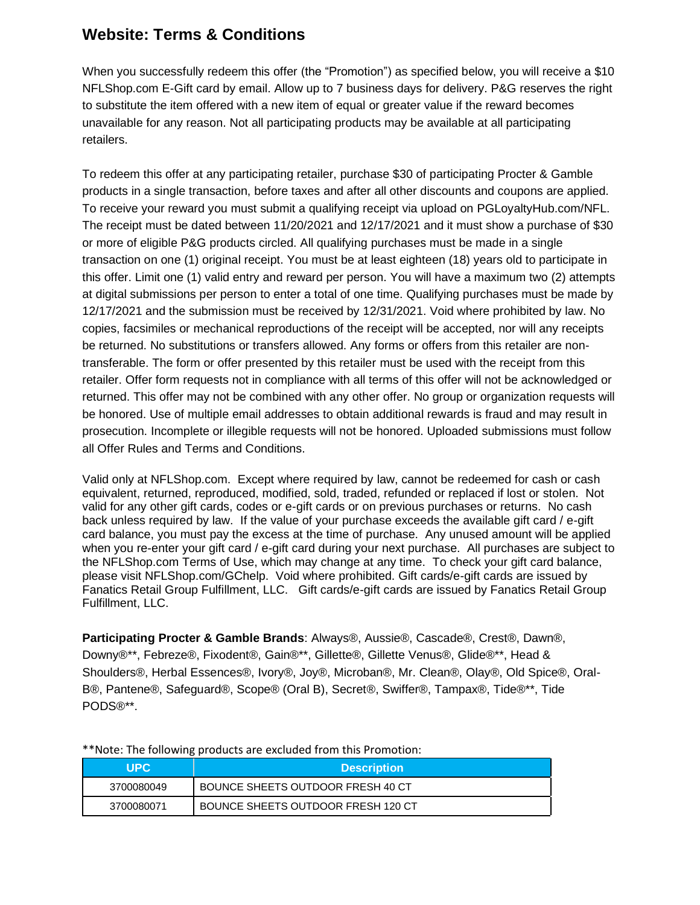# Website: Terms & Conditions

When you successfully redeem this offer (the "Promotion") as specified below, you will receive a $10 NFLShop.com E-Gift card by email. Allow up to 7 business days for delivery. P&G reserves the right to substitute the item offered with a new item of equal or greater value if the reward becomes unavailable for any reason. Not all participating products may be available at all participating retailers.

To redeem this offer at any participating retailer, purchase $30 of participating Procter & Gamble products in a single transaction, before taxes and after all other discounts and coupons are applied. To receive your reward you must submit a qualifying receipt via upload on PGLoyaltyHub.com/NFL. The receipt must be dated between 11/20/2021 and 12/17/2021 and it must show a purchase of $30 or more of eligible P&G products circled. All qualifying purchases must be made in a single transaction on one (1) original receipt. You must be at least eighteen (18) years old to participate in this offer. Limit one (1) valid entry and reward per person. You will have a maximum two (2) attempts at digital submissions per person to enter a total of one time. Qualifying purchases must be made by 12/17/2021 and the submission must be received by 12/31/2021. Void where prohibited by law. No copies, facsimiles or mechanical reproductions of the receipt will be accepted, nor will any receipts be returned. No substitutions or transfers allowed. Any forms or offers from this retailer are non-transferable. The form or offer presented by this retailer must be used with the receipt from this retailer. Offer form requests not in compliance with all terms of this offer will not be acknowledged or returned. This offer may not be combined with any other offer. No group or organization requests will be honored. Use of multiple email addresses to obtain additional rewards is fraud and may result in prosecution. Incomplete or illegible requests will not be honored. Uploaded submissions must follow all Offer Rules and Terms and Conditions.

Valid only at NFLShop.com. Except where required by law, cannot be redeemed for cash or cash equivalent, returned, reproduced, modified, sold, traded, refunded or replaced if lost or stolen. Not valid for any other gift cards, codes or e-gift cards or on previous purchases or returns. No cash back unless required by law. If the value of your purchase exceeds the available gift card / e-gift card balance, you must pay the excess at the time of purchase. Any unused amount will be applied when you re-enter your gift card / e-gift card during your next purchase. All purchases are subject to the NFLShop.com Terms of Use, which may change at any time. To check your gift card balance, please visit NFLShop.com/GChelp. Void where prohibited. Gift cards/e-gift cards are issued by Fanatics Retail Group Fulfillment, LLC. Gift cards/e-gift cards are issued by Fanatics Retail Group Fulfillment, LLC.

**Participating Procter & Gamble Brands**: Always®, Aussie®, Cascade®, Crest®, Dawn®, Downy®**, Febreze®, Fixodent®, Gain®**, Gillette®, Gillette Venus®, Glide®**, Head & Shoulders®, Herbal Essences®, Ivory®, Joy®, Microban®, Mr. Clean®, Olay®, Old Spice®, Oral-B®, Pantene®, Safeguard®, Scope® (Oral B), Secret®, Swiffer®, Tampax®, Tide®**, Tide PODS®**.

**Note: The following products are excluded from this Promotion:

| UPC | Description |
|---|---|
| 3700080049 | BOUNCE SHEETS OUTDOOR FRESH 40 CT |
| 3700080071 | BOUNCE SHEETS OUTDOOR FRESH 120 CT |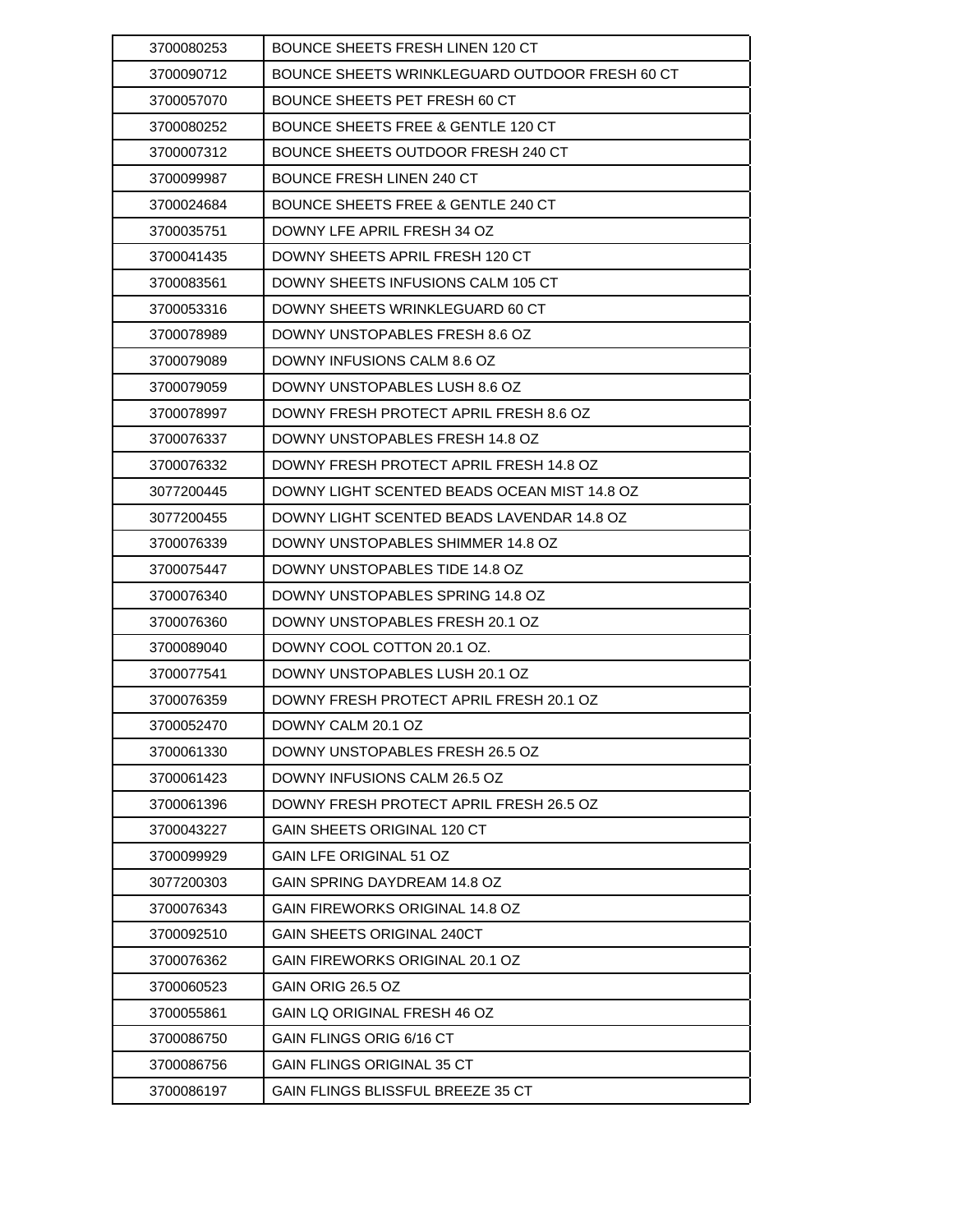| | |
|---|---|
| 3700080253 | BOUNCE SHEETS FRESH LINEN 120 CT |
| 3700090712 | BOUNCE SHEETS WRINKLEGUARD OUTDOOR FRESH 60 CT |
| 3700057070 | BOUNCE SHEETS PET FRESH 60 CT |
| 3700080252 | BOUNCE SHEETS FREE & GENTLE 120 CT |
| 3700007312 | BOUNCE SHEETS OUTDOOR FRESH 240 CT |
| 3700099987 | BOUNCE FRESH LINEN 240 CT |
| 3700024684 | BOUNCE SHEETS FREE & GENTLE 240 CT |
| 3700035751 | DOWNY LFE APRIL FRESH 34 OZ |
| 3700041435 | DOWNY SHEETS APRIL FRESH 120 CT |
| 3700083561 | DOWNY SHEETS INFUSIONS CALM 105 CT |
| 3700053316 | DOWNY SHEETS WRINKLEGUARD 60 CT |
| 3700078989 | DOWNY UNSTOPABLES FRESH 8.6 OZ |
| 3700079089 | DOWNY INFUSIONS CALM 8.6 OZ |
| 3700079059 | DOWNY UNSTOPABLES LUSH 8.6 OZ |
| 3700078997 | DOWNY FRESH PROTECT APRIL FRESH 8.6 OZ |
| 3700076337 | DOWNY UNSTOPABLES FRESH 14.8 OZ |
| 3700076332 | DOWNY FRESH PROTECT APRIL FRESH 14.8 OZ |
| 3077200445 | DOWNY LIGHT SCENTED BEADS OCEAN MIST 14.8 OZ |
| 3077200455 | DOWNY LIGHT SCENTED BEADS LAVENDAR 14.8 OZ |
| 3700076339 | DOWNY UNSTOPABLES SHIMMER 14.8 OZ |
| 3700075447 | DOWNY UNSTOPABLES TIDE 14.8 OZ |
| 3700076340 | DOWNY UNSTOPABLES SPRING 14.8 OZ |
| 3700076360 | DOWNY UNSTOPABLES FRESH 20.1 OZ |
| 3700089040 | DOWNY COOL COTTON 20.1 OZ. |
| 3700077541 | DOWNY UNSTOPABLES LUSH 20.1 OZ |
| 3700076359 | DOWNY FRESH PROTECT APRIL FRESH 20.1 OZ |
| 3700052470 | DOWNY CALM 20.1 OZ |
| 3700061330 | DOWNY UNSTOPABLES FRESH 26.5 OZ |
| 3700061423 | DOWNY INFUSIONS CALM 26.5 OZ |
| 3700061396 | DOWNY FRESH PROTECT APRIL FRESH 26.5 OZ |
| 3700043227 | GAIN SHEETS ORIGINAL 120 CT |
| 3700099929 | GAIN LFE ORIGINAL 51 OZ |
| 3077200303 | GAIN SPRING DAYDREAM 14.8 OZ |
| 3700076343 | GAIN FIREWORKS ORIGINAL 14.8 OZ |
| 3700092510 | GAIN SHEETS ORIGINAL 240CT |
| 3700076362 | GAIN FIREWORKS ORIGINAL 20.1 OZ |
| 3700060523 | GAIN ORIG 26.5 OZ |
| 3700055861 | GAIN LQ ORIGINAL FRESH 46 OZ |
| 3700086750 | GAIN FLINGS ORIG 6/16 CT |
| 3700086756 | GAIN FLINGS ORIGINAL 35 CT |
| 3700086197 | GAIN FLINGS BLISSFUL BREEZE 35 CT |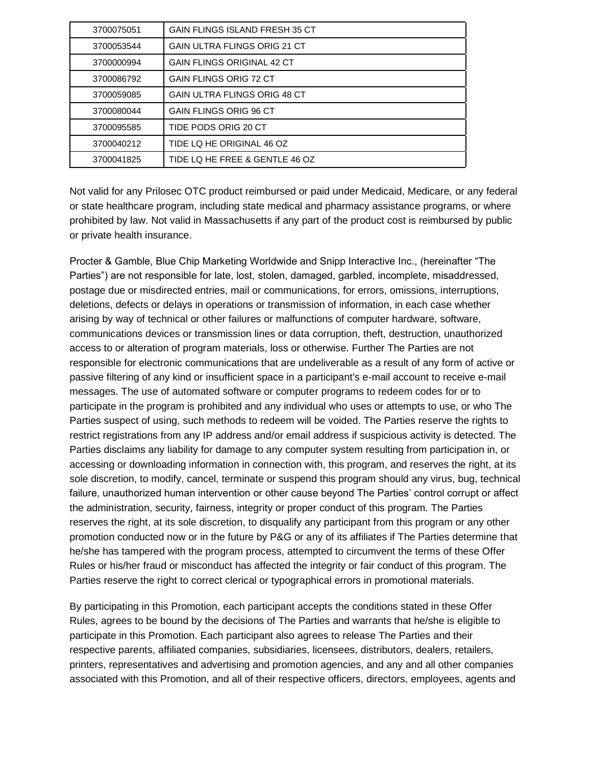| 3700075051 | GAIN FLINGS ISLAND FRESH 35 CT |
|---|---|
| 3700053544 | GAIN ULTRA FLINGS ORIG 21 CT |
| 3700000994 | GAIN FLINGS ORIGINAL 42 CT |
| 3700086792 | GAIN FLINGS ORIG 72 CT |
| 3700059085 | GAIN ULTRA FLINGS ORIG 48 CT |
| 3700080044 | GAIN FLINGS ORIG 96 CT |
| 3700095585 | TIDE PODS ORIG 20 CT |
| 3700040212 | TIDE LQ HE ORIGINAL 46 OZ |
| 3700041825 | TIDE LQ HE FREE & GENTLE 46 OZ |

Not valid for any Prilosec OTC product reimbursed or paid under Medicaid, Medicare, or any federal or state healthcare program, including state medical and pharmacy assistance programs, or where prohibited by law. Not valid in Massachusetts if any part of the product cost is reimbursed by public or private health insurance.

Procter & Gamble, Blue Chip Marketing Worldwide and Snipp Interactive Inc., (hereinafter "The Parties") are not responsible for late, lost, stolen, damaged, garbled, incomplete, misaddressed, postage due or misdirected entries, mail or communications, for errors, omissions, interruptions, deletions, defects or delays in operations or transmission of information, in each case whether arising by way of technical or other failures or malfunctions of computer hardware, software, communications devices or transmission lines or data corruption, theft, destruction, unauthorized access to or alteration of program materials, loss or otherwise. Further The Parties are not responsible for electronic communications that are undeliverable as a result of any form of active or passive filtering of any kind or insufficient space in a participant's e-mail account to receive e-mail messages. The use of automated software or computer programs to redeem codes for or to participate in the program is prohibited and any individual who uses or attempts to use, or who The Parties suspect of using, such methods to redeem will be voided. The Parties reserve the rights to restrict registrations from any IP address and/or email address if suspicious activity is detected. The Parties disclaims any liability for damage to any computer system resulting from participation in, or accessing or downloading information in connection with, this program, and reserves the right, at its sole discretion, to modify, cancel, terminate or suspend this program should any virus, bug, technical failure, unauthorized human intervention or other cause beyond The Parties' control corrupt or affect the administration, security, fairness, integrity or proper conduct of this program. The Parties reserves the right, at its sole discretion, to disqualify any participant from this program or any other promotion conducted now or in the future by P&G or any of its affiliates if The Parties determine that he/she has tampered with the program process, attempted to circumvent the terms of these Offer Rules or his/her fraud or misconduct has affected the integrity or fair conduct of this program. The Parties reserve the right to correct clerical or typographical errors in promotional materials.

By participating in this Promotion, each participant accepts the conditions stated in these Offer Rules, agrees to be bound by the decisions of The Parties and warrants that he/she is eligible to participate in this Promotion. Each participant also agrees to release The Parties and their respective parents, affiliated companies, subsidiaries, licensees, distributors, dealers, retailers, printers, representatives and advertising and promotion agencies, and any and all other companies associated with this Promotion, and all of their respective officers, directors, employees, agents and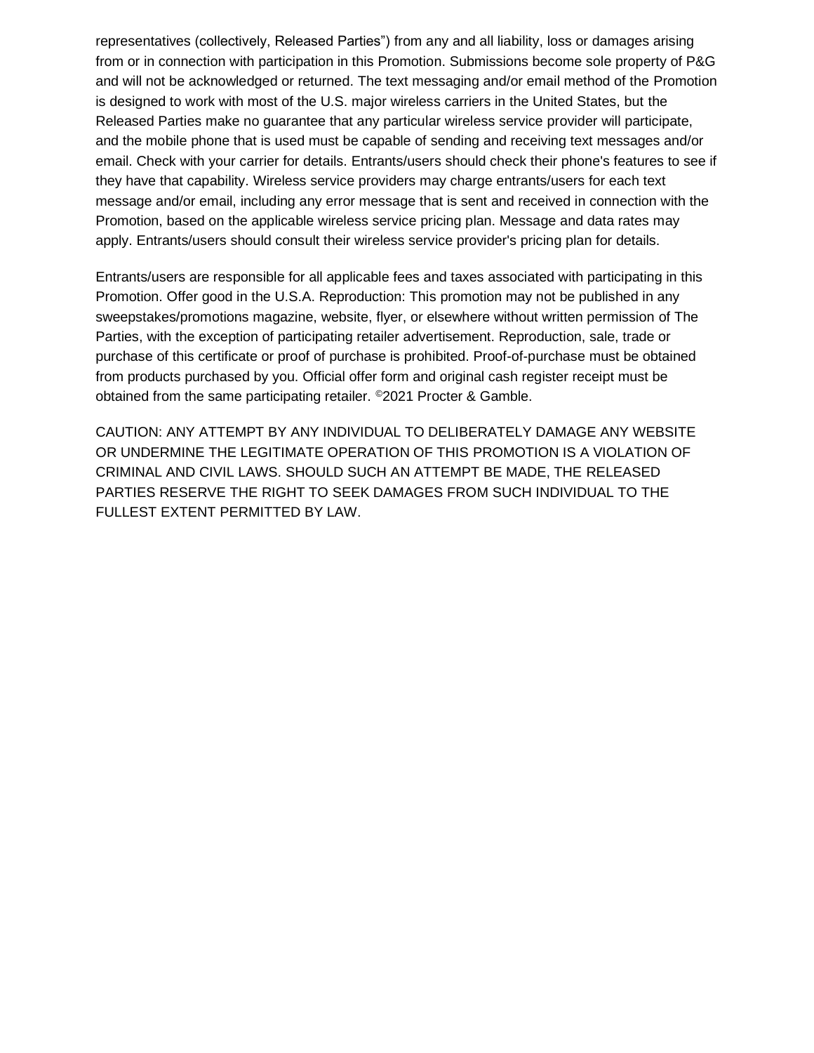representatives (collectively, Released Parties") from any and all liability, loss or damages arising from or in connection with participation in this Promotion. Submissions become sole property of P&G and will not be acknowledged or returned. The text messaging and/or email method of the Promotion is designed to work with most of the U.S. major wireless carriers in the United States, but the Released Parties make no guarantee that any particular wireless service provider will participate, and the mobile phone that is used must be capable of sending and receiving text messages and/or email. Check with your carrier for details. Entrants/users should check their phone's features to see if they have that capability. Wireless service providers may charge entrants/users for each text message and/or email, including any error message that is sent and received in connection with the Promotion, based on the applicable wireless service pricing plan. Message and data rates may apply. Entrants/users should consult their wireless service provider's pricing plan for details.

Entrants/users are responsible for all applicable fees and taxes associated with participating in this Promotion. Offer good in the U.S.A. Reproduction: This promotion may not be published in any sweepstakes/promotions magazine, website, flyer, or elsewhere without written permission of The Parties, with the exception of participating retailer advertisement. Reproduction, sale, trade or purchase of this certificate or proof of purchase is prohibited. Proof-of-purchase must be obtained from products purchased by you. Official offer form and original cash register receipt must be obtained from the same participating retailer. ©2021 Procter & Gamble.

CAUTION: ANY ATTEMPT BY ANY INDIVIDUAL TO DELIBERATELY DAMAGE ANY WEBSITE OR UNDERMINE THE LEGITIMATE OPERATION OF THIS PROMOTION IS A VIOLATION OF CRIMINAL AND CIVIL LAWS. SHOULD SUCH AN ATTEMPT BE MADE, THE RELEASED PARTIES RESERVE THE RIGHT TO SEEK DAMAGES FROM SUCH INDIVIDUAL TO THE FULLEST EXTENT PERMITTED BY LAW.